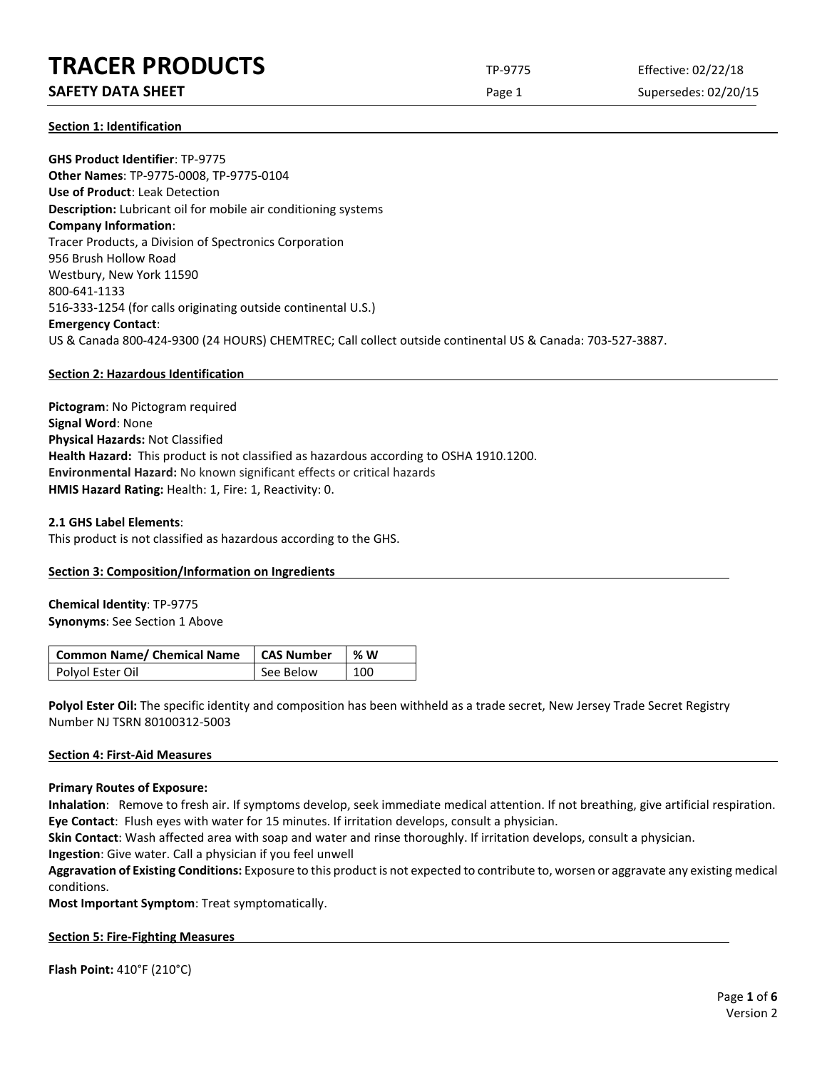# TRACER PRODUCTS

**SAFETY DATA SHEET**

TP-9775 | Effective: 02/22/18 | Supersedes: 02/20/15

## Section 1: Identification

**GHS Product Identifier**: TP-9775
**Other Names**: TP-9775-0008, TP-9775-0104
**Use of Product**: Leak Detection
**Description:** Lubricant oil for mobile air conditioning systems
**Company Information**:
Tracer Products, a Division of Spectronics Corporation
956 Brush Hollow Road
Westbury, New York 11590
800-641-1133
516-333-1254 (for calls originating outside continental U.S.)
**Emergency Contact**:
US & Canada 800-424-9300 (24 HOURS) CHEMTREC; Call collect outside continental US & Canada: 703-527-3887.

## Section 2: Hazardous Identification

**Pictogram**: No Pictogram required
**Signal Word**: None
**Physical Hazards:** Not Classified
**Health Hazard:** This product is not classified as hazardous according to OSHA 1910.1200.
**Environmental Hazard:** No known significant effects or critical hazards
**HMIS Hazard Rating:** Health: 1, Fire: 1, Reactivity: 0.

**2.1 GHS Label Elements**:
This product is not classified as hazardous according to the GHS.

## Section 3: Composition/Information on Ingredients

**Chemical Identity**: TP-9775
**Synonyms**: See Section 1 Above

| Common Name/ Chemical Name | CAS Number | % W |
|---|---|---|
| Polyol Ester Oil | See Below | 100 |

**Polyol Ester Oil:** The specific identity and composition has been withheld as a trade secret, New Jersey Trade Secret Registry Number NJ TSRN 80100312-5003

## Section 4: First-Aid Measures

**Primary Routes of Exposure:**
**Inhalation**: Remove to fresh air. If symptoms develop, seek immediate medical attention. If not breathing, give artificial respiration.
**Eye Contact**: Flush eyes with water for 15 minutes. If irritation develops, consult a physician.
**Skin Contact**: Wash affected area with soap and water and rinse thoroughly. If irritation develops, consult a physician.
**Ingestion**: Give water. Call a physician if you feel unwell
**Aggravation of Existing Conditions:** Exposure to this product is not expected to contribute to, worsen or aggravate any existing medical conditions.
**Most Important Symptom**: Treat symptomatically.

## Section 5: Fire-Fighting Measures

**Flash Point:** 410°F (210°C)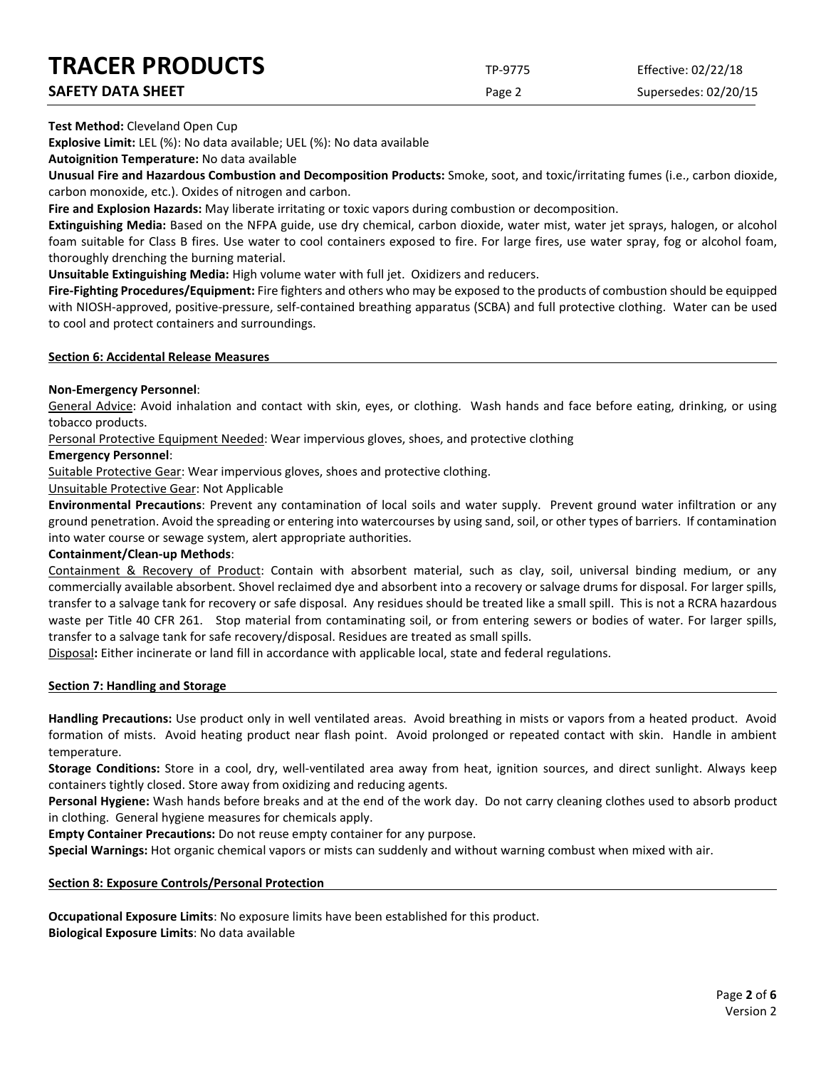**Test Method:** Cleveland Open Cup

**Explosive Limit:** LEL (%): No data available; UEL (%): No data available

**Autoignition Temperature:** No data available

**Unusual Fire and Hazardous Combustion and Decomposition Products:** Smoke, soot, and toxic/irritating fumes (i.e., carbon dioxide, carbon monoxide, etc.). Oxides of nitrogen and carbon.

**Fire and Explosion Hazards:** May liberate irritating or toxic vapors during combustion or decomposition.

**Extinguishing Media:** Based on the NFPA guide, use dry chemical, carbon dioxide, water mist, water jet sprays, halogen, or alcohol foam suitable for Class B fires. Use water to cool containers exposed to fire. For large fires, use water spray, fog or alcohol foam, thoroughly drenching the burning material.

**Unsuitable Extinguishing Media:** High volume water with full jet. Oxidizers and reducers.

**Fire-Fighting Procedures/Equipment:** Fire fighters and others who may be exposed to the products of combustion should be equipped with NIOSH-approved, positive-pressure, self-contained breathing apparatus (SCBA) and full protective clothing. Water can be used to cool and protect containers and surroundings.

## Section 6: Accidental Release Measures

**Non-Emergency Personnel**:

General Advice: Avoid inhalation and contact with skin, eyes, or clothing. Wash hands and face before eating, drinking, or using tobacco products.

Personal Protective Equipment Needed: Wear impervious gloves, shoes, and protective clothing

**Emergency Personnel**:

Suitable Protective Gear: Wear impervious gloves, shoes and protective clothing.

Unsuitable Protective Gear: Not Applicable

**Environmental Precautions**: Prevent any contamination of local soils and water supply. Prevent ground water infiltration or any ground penetration. Avoid the spreading or entering into watercourses by using sand, soil, or other types of barriers. If contamination into water course or sewage system, alert appropriate authorities.

**Containment/Clean-up Methods**:

Containment & Recovery of Product: Contain with absorbent material, such as clay, soil, universal binding medium, or any commercially available absorbent. Shovel reclaimed dye and absorbent into a recovery or salvage drums for disposal. For larger spills, transfer to a salvage tank for recovery or safe disposal. Any residues should be treated like a small spill. This is not a RCRA hazardous waste per Title 40 CFR 261. Stop material from contaminating soil, or from entering sewers or bodies of water. For larger spills, transfer to a salvage tank for safe recovery/disposal. Residues are treated as small spills.

Disposal**:** Either incinerate or land fill in accordance with applicable local, state and federal regulations.

## Section 7: Handling and Storage

**Handling Precautions:** Use product only in well ventilated areas. Avoid breathing in mists or vapors from a heated product. Avoid formation of mists. Avoid heating product near flash point. Avoid prolonged or repeated contact with skin. Handle in ambient temperature.

**Storage Conditions:** Store in a cool, dry, well-ventilated area away from heat, ignition sources, and direct sunlight. Always keep containers tightly closed. Store away from oxidizing and reducing agents.

**Personal Hygiene:** Wash hands before breaks and at the end of the work day. Do not carry cleaning clothes used to absorb product in clothing. General hygiene measures for chemicals apply.

**Empty Container Precautions:** Do not reuse empty container for any purpose.

**Special Warnings:** Hot organic chemical vapors or mists can suddenly and without warning combust when mixed with air.

## Section 8: Exposure Controls/Personal Protection

**Occupational Exposure Limits**: No exposure limits have been established for this product.

**Biological Exposure Limits**: No data available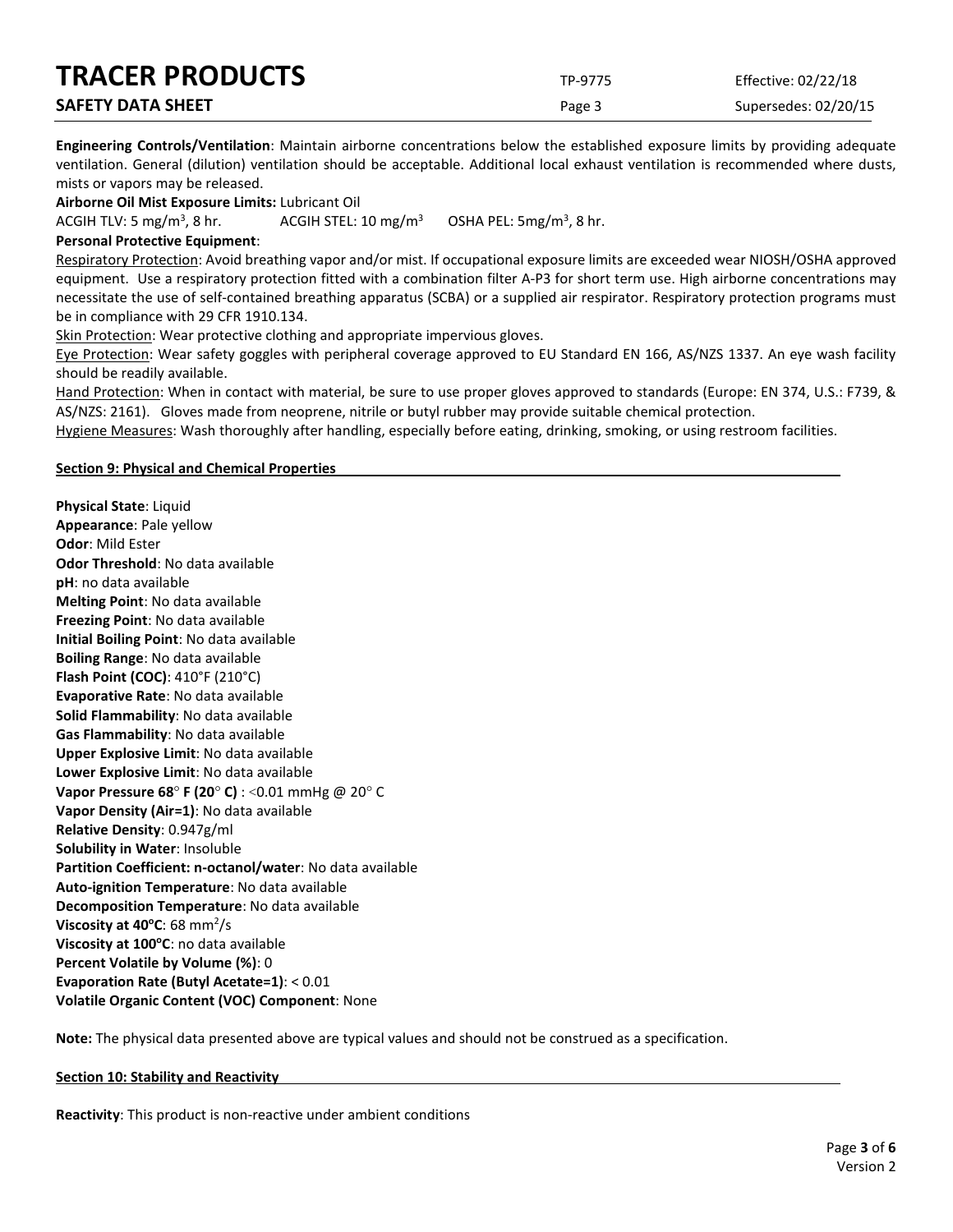**Engineering Controls/Ventilation**: Maintain airborne concentrations below the established exposure limits by providing adequate ventilation. General (dilution) ventilation should be acceptable. Additional local exhaust ventilation is recommended where dusts, mists or vapors may be released.

**Airborne Oil Mist Exposure Limits:** Lubricant Oil

ACGIH TLV: 5 mg/m$^3$, 8 hr. ACGIH STEL: 10 mg/m$^3$ OSHA PEL: 5mg/m$^3$, 8 hr.

**Personal Protective Equipment**:

Respiratory Protection: Avoid breathing vapor and/or mist. If occupational exposure limits are exceeded wear NIOSH/OSHA approved equipment. Use a respiratory protection fitted with a combination filter A-P3 for short term use. High airborne concentrations may necessitate the use of self-contained breathing apparatus (SCBA) or a supplied air respirator. Respiratory protection programs must be in compliance with 29 CFR 1910.134.

Skin Protection: Wear protective clothing and appropriate impervious gloves.

Eye Protection: Wear safety goggles with peripheral coverage approved to EU Standard EN 166, AS/NZS 1337. An eye wash facility should be readily available.

Hand Protection: When in contact with material, be sure to use proper gloves approved to standards (Europe: EN 374, U.S.: F739, & AS/NZS: 2161). Gloves made from neoprene, nitrile or butyl rubber may provide suitable chemical protection.

Hygiene Measures: Wash thoroughly after handling, especially before eating, drinking, smoking, or using restroom facilities.

## Section 9: Physical and Chemical Properties

**Physical State**: Liquid
**Appearance**: Pale yellow
**Odor**: Mild Ester
**Odor Threshold**: No data available
**pH**: no data available
**Melting Point**: No data available
**Freezing Point**: No data available
**Initial Boiling Point**: No data available
**Boiling Range**: No data available
**Flash Point (COC)**: 410°F (210°C)
**Evaporative Rate**: No data available
**Solid Flammability**: No data available
**Gas Flammability**: No data available
**Upper Explosive Limit**: No data available
**Lower Explosive Limit**: No data available
**Vapor Pressure 68° F (20° C)** : <0.01 mmHg @ 20° C
**Vapor Density (Air=1)**: No data available
**Relative Density**: 0.947g/ml
**Solubility in Water**: Insoluble
**Partition Coefficient: n-octanol/water**: No data available
**Auto-ignition Temperature**: No data available
**Decomposition Temperature**: No data available
**Viscosity at 40°C**: 68 mm$^2$/s
**Viscosity at 100°C**: no data available
**Percent Volatile by Volume (%)**: 0
**Evaporation Rate (Butyl Acetate=1)**: < 0.01
**Volatile Organic Content (VOC) Component**: None

**Note:** The physical data presented above are typical values and should not be construed as a specification.

## Section 10: Stability and Reactivity

**Reactivity**: This product is non-reactive under ambient conditions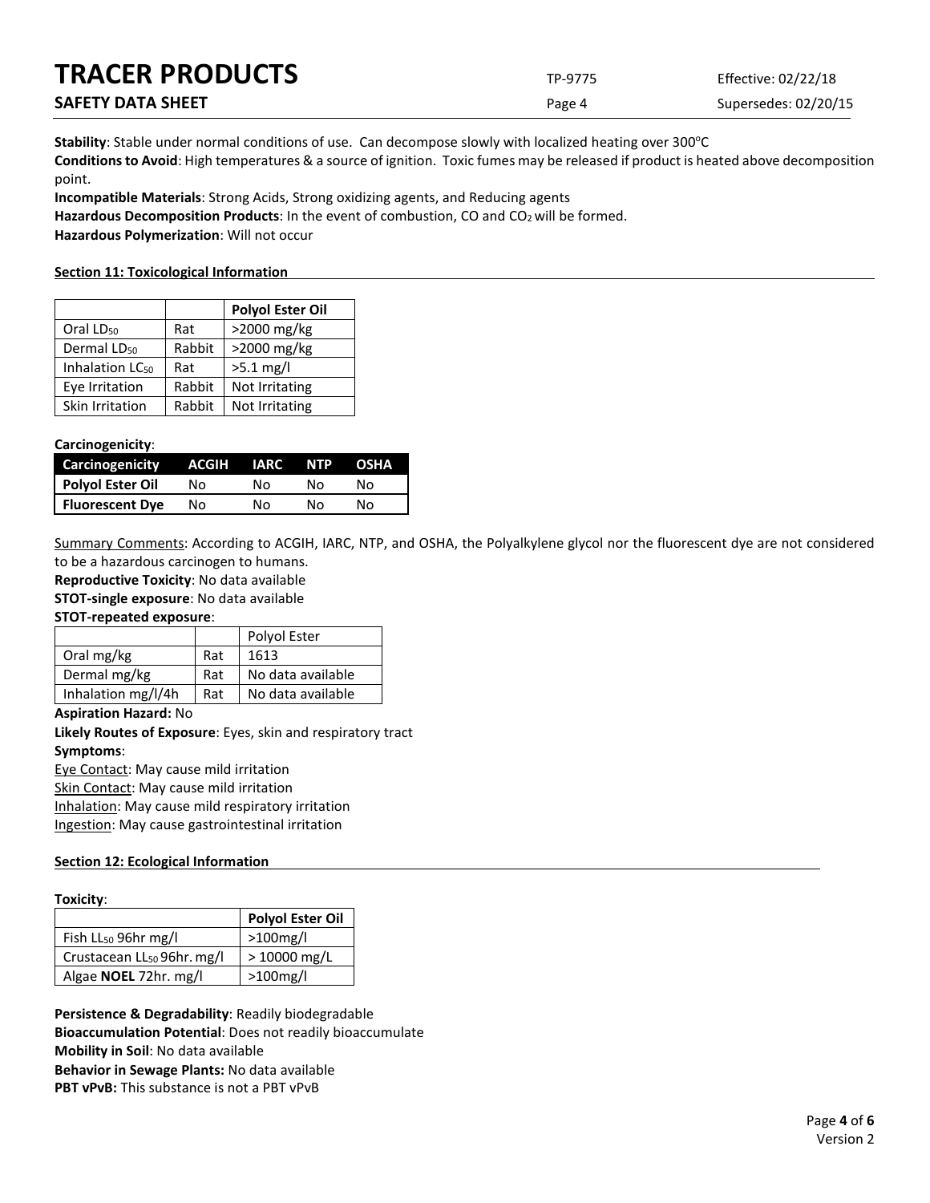**Stability**: Stable under normal conditions of use. Can decompose slowly with localized heating over 300°C

**Conditions to Avoid**: High temperatures & a source of ignition. Toxic fumes may be released if product is heated above decomposition point.

**Incompatible Materials**: Strong Acids, Strong oxidizing agents, and Reducing agents

**Hazardous Decomposition Products**: In the event of combustion, CO and $CO_2$ will be formed.

**Hazardous Polymerization**: Will not occur

## Section 11: Toxicological Information

| | | **Polyol Ester Oil** |
|---|---|---|
| Oral $LD_{50}$ | Rat | >2000 mg/kg |
| Dermal $LD_{50}$ | Rabbit | >2000 mg/kg |
| Inhalation $LC_{50}$ | Rat | >5.1 mg/l |
| Eye Irritation | Rabbit | Not Irritating |
| Skin Irritation | Rabbit | Not Irritating |

**Carcinogenicity**:

| Carcinogenicity | ACGIH | IARC | NTP | OSHA |
|---|---|---|---|---|
| **Polyol Ester Oil** | No | No | No | No |
| **Fluorescent Dye** | No | No | No | No |

Summary Comments: According to ACGIH, IARC, NTP, and OSHA, the Polyalkylene glycol nor the fluorescent dye are not considered to be a hazardous carcinogen to humans.

**Reproductive Toxicity**: No data available

**STOT-single exposure**: No data available

**STOT-repeated exposure**:

| | | Polyol Ester |
|---|---|---|
| Oral mg/kg | Rat | 1613 |
| Dermal mg/kg | Rat | No data available |
| Inhalation mg/l/4h | Rat | No data available |

**Aspiration Hazard:** No

**Likely Routes of Exposure**: Eyes, skin and respiratory tract

**Symptoms**:

Eye Contact: May cause mild irritation

Skin Contact: May cause mild irritation

Inhalation: May cause mild respiratory irritation

Ingestion: May cause gastrointestinal irritation

## Section 12: Ecological Information

**Toxicity**:

| | **Polyol Ester Oil** |
|---|---|
| Fish $LL_{50}$ 96hr mg/l | >100mg/l |
| Crustacean $LL_{50}$ 96hr. mg/l | > 10000 mg/L |
| Algae **NOEL** 72hr. mg/l | >100mg/l |

**Persistence & Degradability**: Readily biodegradable

**Bioaccumulation Potential**: Does not readily bioaccumulate

**Mobility in Soil**: No data available

**Behavior in Sewage Plants:** No data available

**PBT vPvB:** This substance is not a PBT vPvB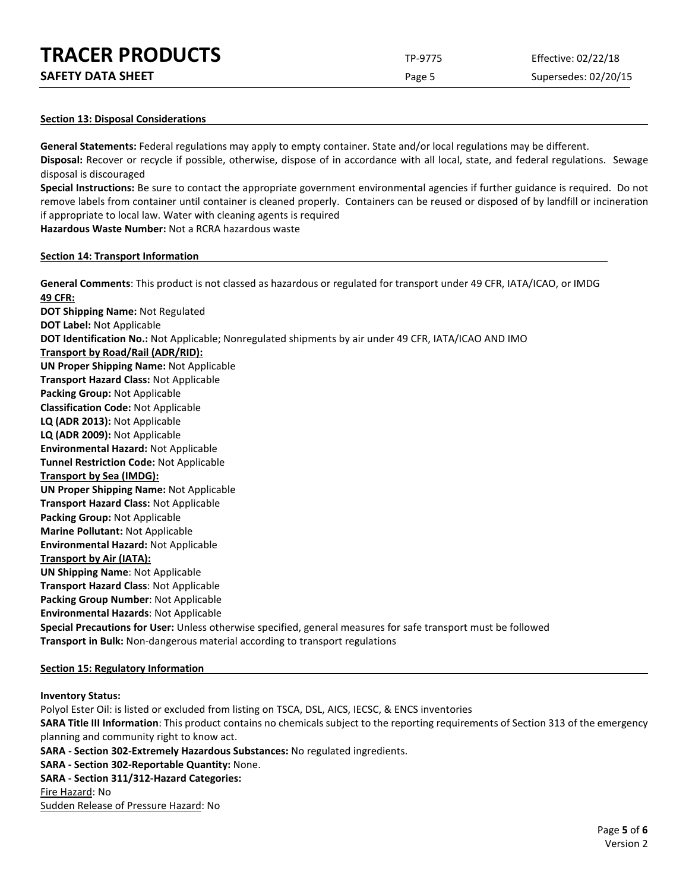### Section 13: Disposal Considerations

**General Statements:** Federal regulations may apply to empty container. State and/or local regulations may be different.

**Disposal:** Recover or recycle if possible, otherwise, dispose of in accordance with all local, state, and federal regulations. Sewage disposal is discouraged

**Special Instructions:** Be sure to contact the appropriate government environmental agencies if further guidance is required. Do not remove labels from container until container is cleaned properly. Containers can be reused or disposed of by landfill or incineration if appropriate to local law. Water with cleaning agents is required

**Hazardous Waste Number:** Not a RCRA hazardous waste

### Section 14: Transport Information

**General Comments**: This product is not classed as hazardous or regulated for transport under 49 CFR, IATA/ICAO, or IMDG

**49 CFR:**

**DOT Shipping Name:** Not Regulated
**DOT Label:** Not Applicable
**DOT Identification No.:** Not Applicable; Nonregulated shipments by air under 49 CFR, IATA/ICAO AND IMO

**Transport by Road/Rail (ADR/RID):**

**UN Proper Shipping Name:** Not Applicable
**Transport Hazard Class:** Not Applicable
**Packing Group:** Not Applicable
**Classification Code:** Not Applicable
**LQ (ADR 2013):** Not Applicable
**LQ (ADR 2009):** Not Applicable
**Environmental Hazard:** Not Applicable
**Tunnel Restriction Code:** Not Applicable

**Transport by Sea (IMDG):**

**UN Proper Shipping Name:** Not Applicable
**Transport Hazard Class:** Not Applicable
**Packing Group:** Not Applicable
**Marine Pollutant:** Not Applicable
**Environmental Hazard:** Not Applicable

**Transport by Air (IATA):**

**UN Shipping Name**: Not Applicable
**Transport Hazard Class**: Not Applicable
**Packing Group Number**: Not Applicable
**Environmental Hazards**: Not Applicable
**Special Precautions for User:** Unless otherwise specified, general measures for safe transport must be followed
**Transport in Bulk:** Non-dangerous material according to transport regulations

### Section 15: Regulatory Information

**Inventory Status:**

Polyol Ester Oil: is listed or excluded from listing on TSCA, DSL, AICS, IECSC, & ENCS inventories

**SARA Title III Information**: This product contains no chemicals subject to the reporting requirements of Section 313 of the emergency planning and community right to know act.

**SARA - Section 302-Extremely Hazardous Substances:** No regulated ingredients.

**SARA - Section 302-Reportable Quantity:** None.

**SARA - Section 311/312-Hazard Categories:**

Fire Hazard: No
Sudden Release of Pressure Hazard: No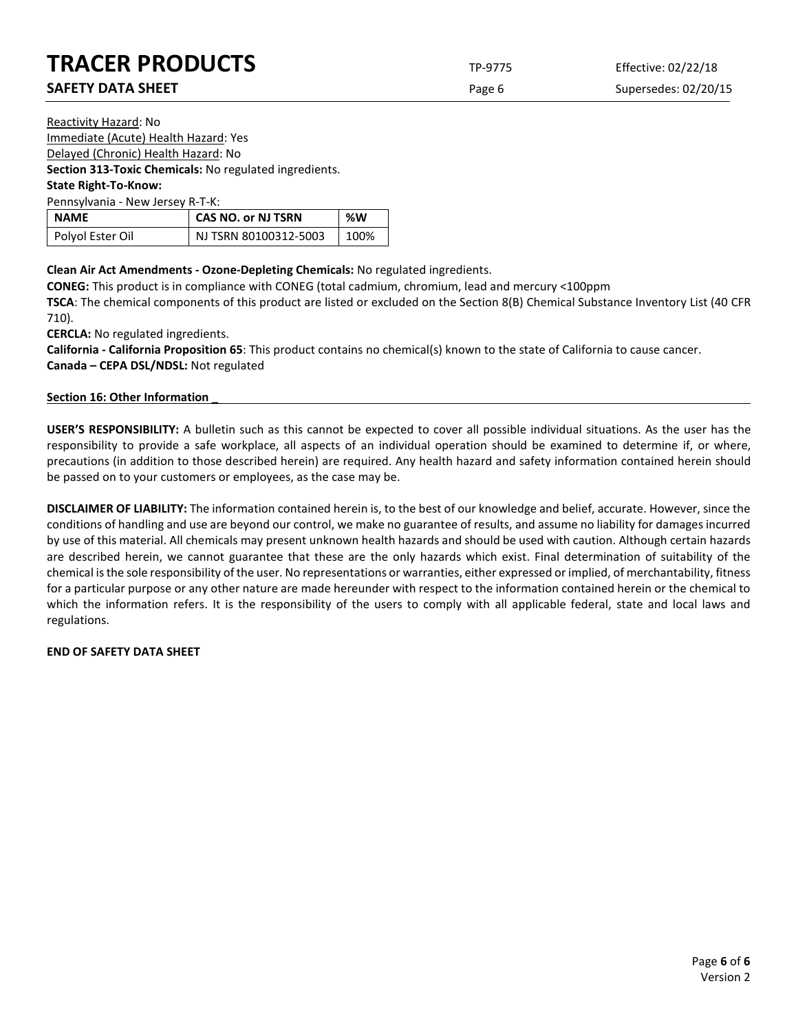Reactivity Hazard: No
Immediate (Acute) Health Hazard: Yes
Delayed (Chronic) Health Hazard: No
**Section 313-Toxic Chemicals:** No regulated ingredients.
**State Right-To-Know:**
Pennsylvania - New Jersey R-T-K:

| NAME | CAS NO. or NJ TSRN | %W |
|---|---|---|
| Polyol Ester Oil | NJ TSRN 80100312-5003 | 100% |

**Clean Air Act Amendments - Ozone-Depleting Chemicals:** No regulated ingredients.
**CONEG:** This product is in compliance with CONEG (total cadmium, chromium, lead and mercury <100ppm
**TSCA**: The chemical components of this product are listed or excluded on the Section 8(B) Chemical Substance Inventory List (40 CFR 710).
**CERCLA:** No regulated ingredients.
**California - California Proposition 65**: This product contains no chemical(s) known to the state of California to cause cancer.
**Canada – CEPA DSL/NDSL:** Not regulated

## Section 16: Other Information

**USER'S RESPONSIBILITY:** A bulletin such as this cannot be expected to cover all possible individual situations. As the user has the responsibility to provide a safe workplace, all aspects of an individual operation should be examined to determine if, or where, precautions (in addition to those described herein) are required. Any health hazard and safety information contained herein should be passed on to your customers or employees, as the case may be.

**DISCLAIMER OF LIABILITY:** The information contained herein is, to the best of our knowledge and belief, accurate. However, since the conditions of handling and use are beyond our control, we make no guarantee of results, and assume no liability for damages incurred by use of this material. All chemicals may present unknown health hazards and should be used with caution. Although certain hazards are described herein, we cannot guarantee that these are the only hazards which exist. Final determination of suitability of the chemical is the sole responsibility of the user. No representations or warranties, either expressed or implied, of merchantability, fitness for a particular purpose or any other nature are made hereunder with respect to the information contained herein or the chemical to which the information refers. It is the responsibility of the users to comply with all applicable federal, state and local laws and regulations.

**END OF SAFETY DATA SHEET**

Version 2